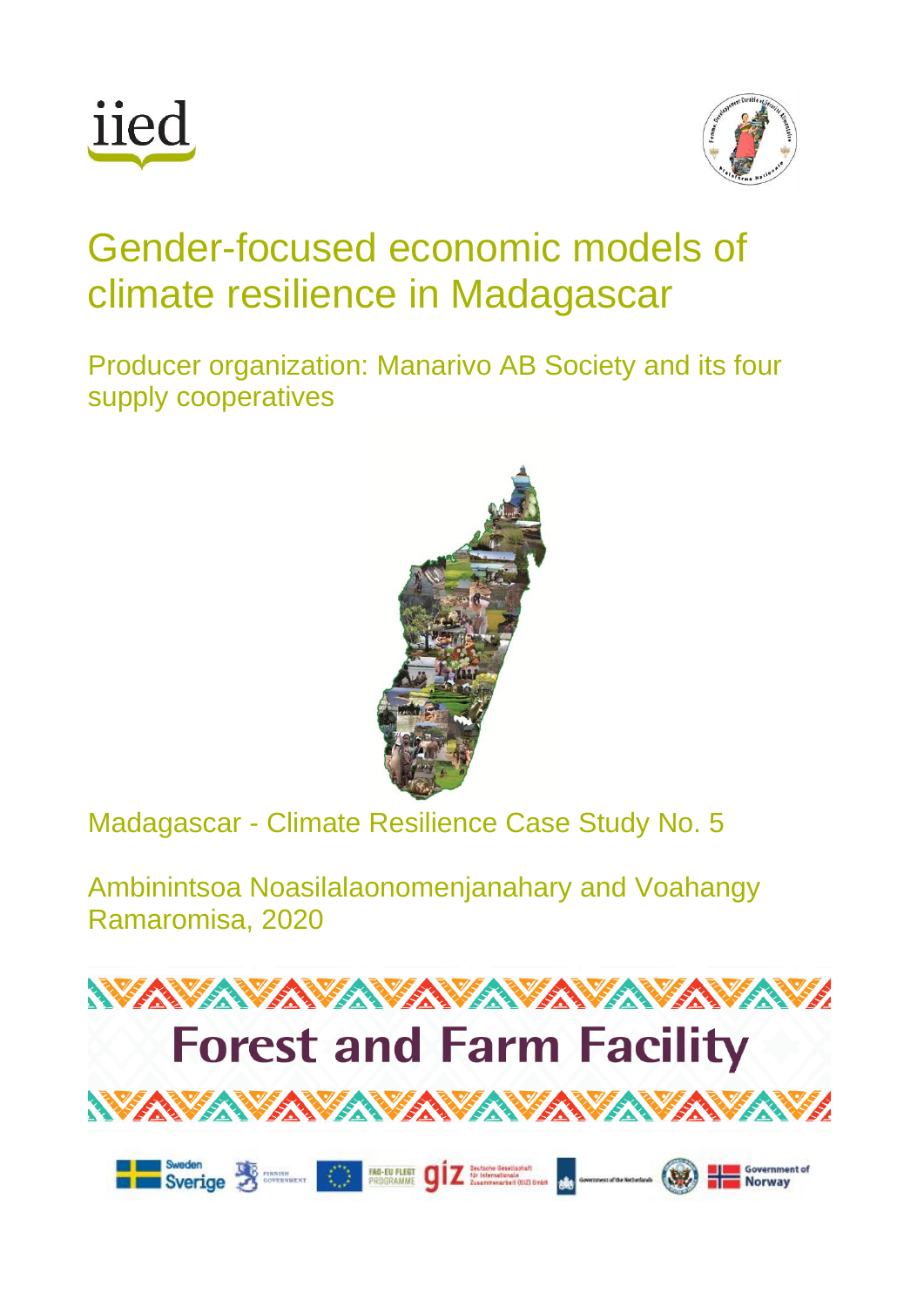# Gender-focused economic models of climate resilience in Madagascar

## Producer organization: Manarivo AB Society and its four supply cooperatives

Madagascar - Climate Resilience Case Study No. 5

Ambinintsoa Noasilalaonomenjanahary and Voahangy Ramaromisa, 2020

**Forest and Farm Facility**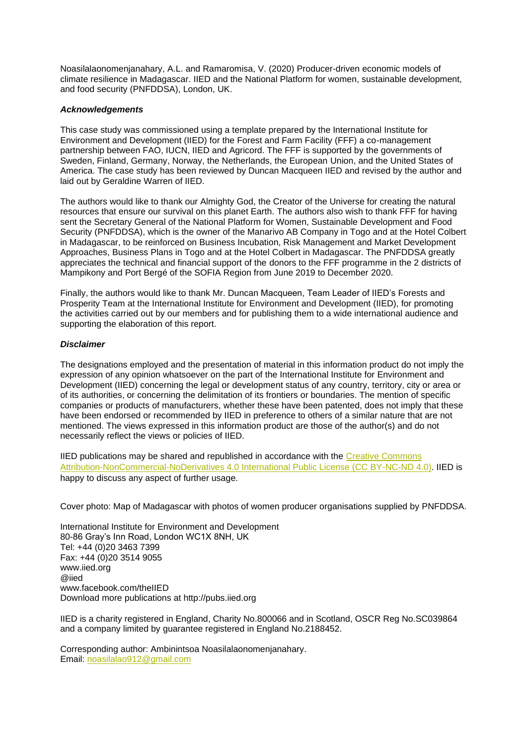Noasilalaonomenjanahary, A.L. and Ramaromisa, V. (2020) Producer-driven economic models of climate resilience in Madagascar. IIED and the National Platform for women, sustainable development, and food security (PNFDDSA), London, UK.

***Acknowledgements***

This case study was commissioned using a template prepared by the International Institute for Environment and Development (IIED) for the Forest and Farm Facility (FFF) a co-management partnership between FAO, IUCN, IIED and Agricord. The FFF is supported by the governments of Sweden, Finland, Germany, Norway, the Netherlands, the European Union, and the United States of America. The case study has been reviewed by Duncan Macqueen IIED and revised by the author and laid out by Geraldine Warren of IIED.

The authors would like to thank our Almighty God, the Creator of the Universe for creating the natural resources that ensure our survival on this planet Earth. The authors also wish to thank FFF for having sent the Secretary General of the National Platform for Women, Sustainable Development and Food Security (PNFDDSA), which is the owner of the Manarivo AB Company in Togo and at the Hotel Colbert in Madagascar, to be reinforced on Business Incubation, Risk Management and Market Development Approaches, Business Plans in Togo and at the Hotel Colbert in Madagascar. The PNFDDSA greatly appreciates the technical and financial support of the donors to the FFF programme in the 2 districts of Mampikony and Port Bergé of the SOFIA Region from June 2019 to December 2020.

Finally, the authors would like to thank Mr. Duncan Macqueen, Team Leader of IIED's Forests and Prosperity Team at the International Institute for Environment and Development (IIED), for promoting the activities carried out by our members and for publishing them to a wide international audience and supporting the elaboration of this report.

***Disclaimer***

The designations employed and the presentation of material in this information product do not imply the expression of any opinion whatsoever on the part of the International Institute for Environment and Development (IIED) concerning the legal or development status of any country, territory, city or area or of its authorities, or concerning the delimitation of its frontiers or boundaries. The mention of specific companies or products of manufacturers, whether these have been patented, does not imply that these have been endorsed or recommended by IIED in preference to others of a similar nature that are not mentioned. The views expressed in this information product are those of the author(s) and do not necessarily reflect the views or policies of IIED.

IIED publications may be shared and republished in accordance with the Creative Commons Attribution-NonCommercial-NoDerivatives 4.0 International Public License (CC BY-NC-ND 4.0). IIED is happy to discuss any aspect of further usage.

Cover photo: Map of Madagascar with photos of women producer organisations supplied by PNFDDSA.

International Institute for Environment and Development
80-86 Gray's Inn Road, London WC1X 8NH, UK
Tel: +44 (0)20 3463 7399
Fax: +44 (0)20 3514 9055
www.iied.org
@iied
www.facebook.com/theIIED
Download more publications at http://pubs.iied.org

IIED is a charity registered in England, Charity No.800066 and in Scotland, OSCR Reg No.SC039864 and a company limited by guarantee registered in England No.2188452.

Corresponding author: Ambinintsoa Noasilalaonomenjanahary.
Email: noasilalao912@gmail.com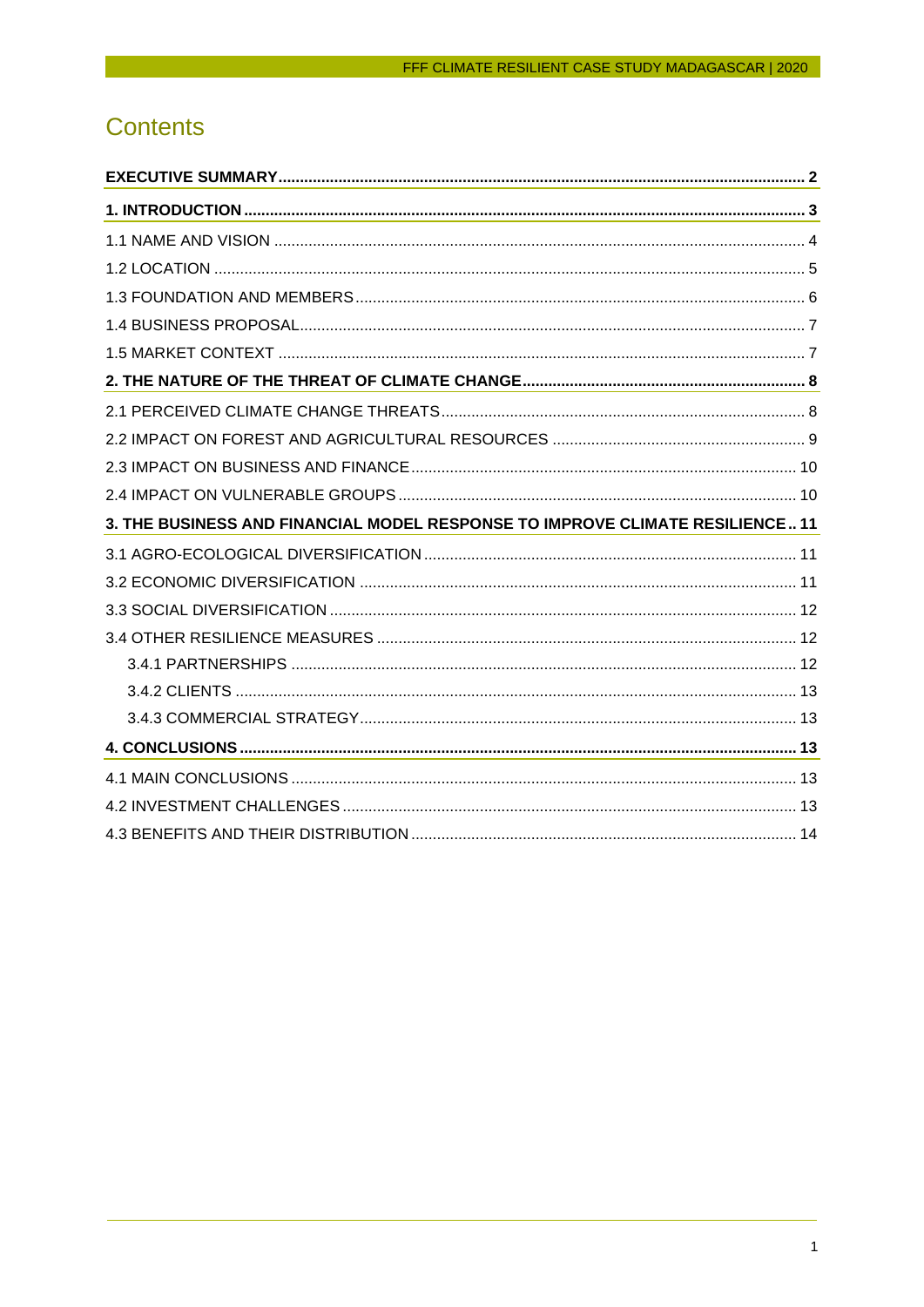# Contents

**EXECUTIVE SUMMARY** ..... **2**

**1. INTRODUCTION** ..... **3**

1.1 NAME AND VISION ..... 4

1.2 LOCATION ..... 5

1.3 FOUNDATION AND MEMBERS ..... 6

1.4 BUSINESS PROPOSAL ..... 7

1.5 MARKET CONTEXT ..... 7

**2. THE NATURE OF THE THREAT OF CLIMATE CHANGE** ..... **8**

2.1 PERCEIVED CLIMATE CHANGE THREATS ..... 8

2.2 IMPACT ON FOREST AND AGRICULTURAL RESOURCES ..... 9

2.3 IMPACT ON BUSINESS AND FINANCE ..... 10

2.4 IMPACT ON VULNERABLE GROUPS ..... 10

**3. THE BUSINESS AND FINANCIAL MODEL RESPONSE TO IMPROVE CLIMATE RESILIENCE** ..... **11**

3.1 AGRO-ECOLOGICAL DIVERSIFICATION ..... 11

3.2 ECONOMIC DIVERSIFICATION ..... 11

3.3 SOCIAL DIVERSIFICATION ..... 12

3.4 OTHER RESILIENCE MEASURES ..... 12

- 3.4.1 PARTNERSHIPS ..... 12
- 3.4.2 CLIENTS ..... 13
- 3.4.3 COMMERCIAL STRATEGY ..... 13

**4. CONCLUSIONS** ..... **13**

4.1 MAIN CONCLUSIONS ..... 13

4.2 INVESTMENT CHALLENGES ..... 13

4.3 BENEFITS AND THEIR DISTRIBUTION ..... 14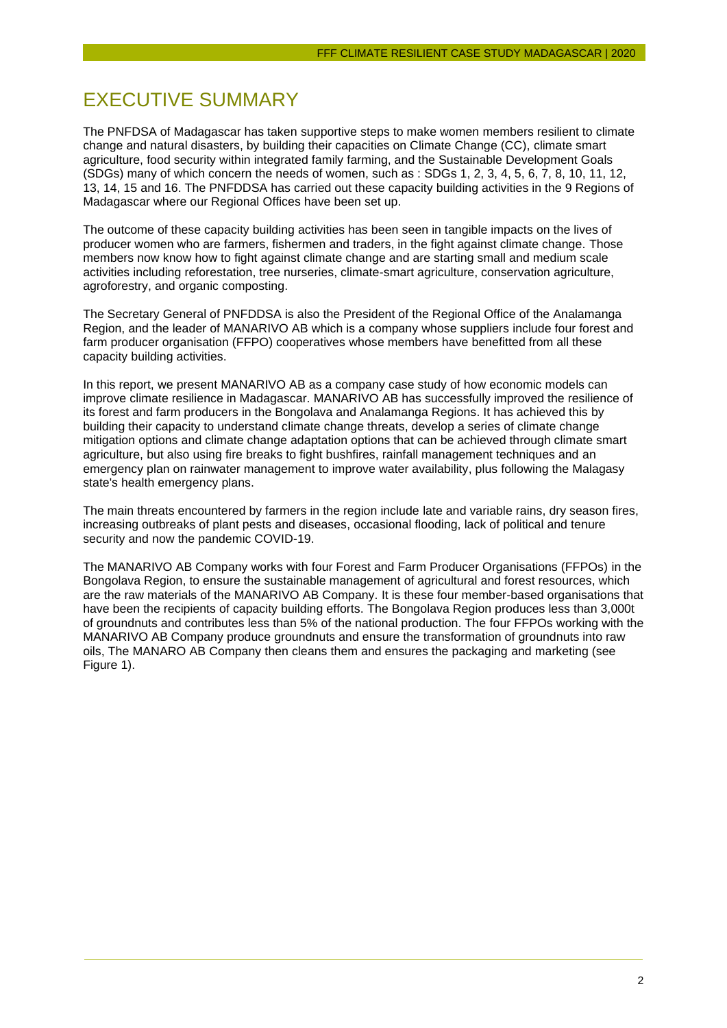# EXECUTIVE SUMMARY

The PNFDSA of Madagascar has taken supportive steps to make women members resilient to climate change and natural disasters, by building their capacities on Climate Change (CC), climate smart agriculture, food security within integrated family farming, and the Sustainable Development Goals (SDGs) many of which concern the needs of women, such as : SDGs 1, 2, 3, 4, 5, 6, 7, 8, 10, 11, 12, 13, 14, 15 and 16. The PNFDDSA has carried out these capacity building activities in the 9 Regions of Madagascar where our Regional Offices have been set up.

The outcome of these capacity building activities has been seen in tangible impacts on the lives of producer women who are farmers, fishermen and traders, in the fight against climate change. Those members now know how to fight against climate change and are starting small and medium scale activities including reforestation, tree nurseries, climate-smart agriculture, conservation agriculture, agroforestry, and organic composting.

The Secretary General of PNFDDSA is also the President of the Regional Office of the Analamanga Region, and the leader of MANARIVO AB which is a company whose suppliers include four forest and farm producer organisation (FFPO) cooperatives whose members have benefitted from all these capacity building activities.

In this report, we present MANARIVO AB as a company case study of how economic models can improve climate resilience in Madagascar. MANARIVO AB has successfully improved the resilience of its forest and farm producers in the Bongolava and Analamanga Regions. It has achieved this by building their capacity to understand climate change threats, develop a series of climate change mitigation options and climate change adaptation options that can be achieved through climate smart agriculture, but also using fire breaks to fight bushfires, rainfall management techniques and an emergency plan on rainwater management to improve water availability, plus following the Malagasy state's health emergency plans.

The main threats encountered by farmers in the region include late and variable rains, dry season fires, increasing outbreaks of plant pests and diseases, occasional flooding, lack of political and tenure security and now the pandemic COVID-19.

The MANARIVO AB Company works with four Forest and Farm Producer Organisations (FFPOs) in the Bongolava Region, to ensure the sustainable management of agricultural and forest resources, which are the raw materials of the MANARIVO AB Company. It is these four member-based organisations that have been the recipients of capacity building efforts. The Bongolava Region produces less than 3,000t of groundnuts and contributes less than 5% of the national production. The four FFPOs working with the MANARIVO AB Company produce groundnuts and ensure the transformation of groundnuts into raw oils, The MANARO AB Company then cleans them and ensures the packaging and marketing (see Figure 1).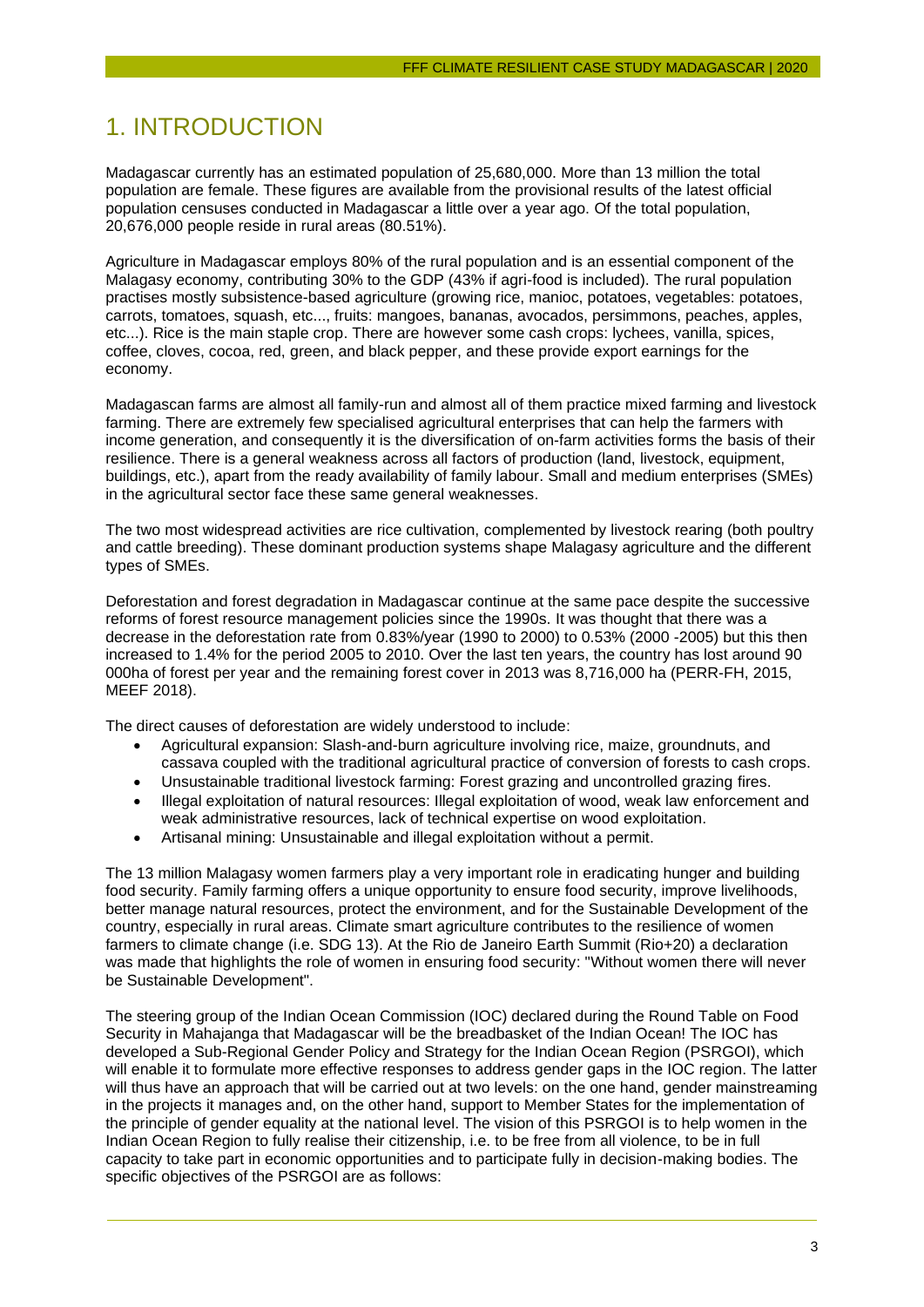# 1. INTRODUCTION

Madagascar currently has an estimated population of 25,680,000. More than 13 million the total population are female. These figures are available from the provisional results of the latest official population censuses conducted in Madagascar a little over a year ago. Of the total population, 20,676,000 people reside in rural areas (80.51%).

Agriculture in Madagascar employs 80% of the rural population and is an essential component of the Malagasy economy, contributing 30% to the GDP (43% if agri-food is included). The rural population practises mostly subsistence-based agriculture (growing rice, manioc, potatoes, vegetables: potatoes, carrots, tomatoes, squash, etc..., fruits: mangoes, bananas, avocados, persimmons, peaches, apples, etc...). Rice is the main staple crop. There are however some cash crops: lychees, vanilla, spices, coffee, cloves, cocoa, red, green, and black pepper, and these provide export earnings for the economy.

Madagascan farms are almost all family-run and almost all of them practice mixed farming and livestock farming. There are extremely few specialised agricultural enterprises that can help the farmers with income generation, and consequently it is the diversification of on-farm activities forms the basis of their resilience. There is a general weakness across all factors of production (land, livestock, equipment, buildings, etc.), apart from the ready availability of family labour. Small and medium enterprises (SMEs) in the agricultural sector face these same general weaknesses.

The two most widespread activities are rice cultivation, complemented by livestock rearing (both poultry and cattle breeding). These dominant production systems shape Malagasy agriculture and the different types of SMEs.

Deforestation and forest degradation in Madagascar continue at the same pace despite the successive reforms of forest resource management policies since the 1990s. It was thought that there was a decrease in the deforestation rate from 0.83%/year (1990 to 2000) to 0.53% (2000 -2005) but this then increased to 1.4% for the period 2005 to 2010. Over the last ten years, the country has lost around 90 000ha of forest per year and the remaining forest cover in 2013 was 8,716,000 ha (PERR-FH, 2015, MEEF 2018).

The direct causes of deforestation are widely understood to include:

- Agricultural expansion: Slash-and-burn agriculture involving rice, maize, groundnuts, and cassava coupled with the traditional agricultural practice of conversion of forests to cash crops.
- Unsustainable traditional livestock farming: Forest grazing and uncontrolled grazing fires.
- Illegal exploitation of natural resources: Illegal exploitation of wood, weak law enforcement and weak administrative resources, lack of technical expertise on wood exploitation.
- Artisanal mining: Unsustainable and illegal exploitation without a permit.

The 13 million Malagasy women farmers play a very important role in eradicating hunger and building food security. Family farming offers a unique opportunity to ensure food security, improve livelihoods, better manage natural resources, protect the environment, and for the Sustainable Development of the country, especially in rural areas. Climate smart agriculture contributes to the resilience of women farmers to climate change (i.e. SDG 13). At the Rio de Janeiro Earth Summit (Rio+20) a declaration was made that highlights the role of women in ensuring food security: "Without women there will never be Sustainable Development".

The steering group of the Indian Ocean Commission (IOC) declared during the Round Table on Food Security in Mahajanga that Madagascar will be the breadbasket of the Indian Ocean! The IOC has developed a Sub-Regional Gender Policy and Strategy for the Indian Ocean Region (PSRGOI), which will enable it to formulate more effective responses to address gender gaps in the IOC region. The latter will thus have an approach that will be carried out at two levels: on the one hand, gender mainstreaming in the projects it manages and, on the other hand, support to Member States for the implementation of the principle of gender equality at the national level. The vision of this PSRGOI is to help women in the Indian Ocean Region to fully realise their citizenship, i.e. to be free from all violence, to be in full capacity to take part in economic opportunities and to participate fully in decision-making bodies. The specific objectives of the PSRGOI are as follows: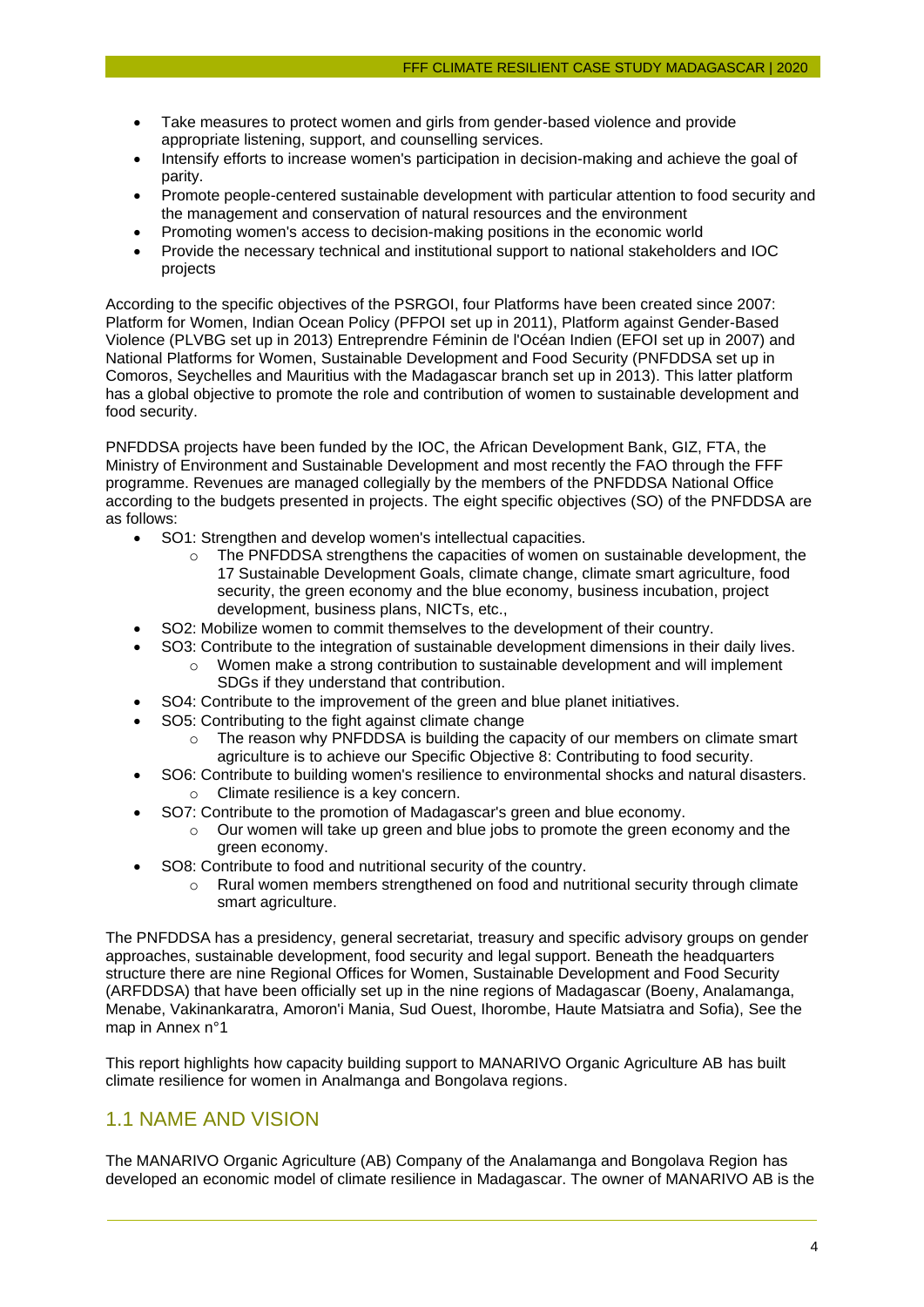- Take measures to protect women and girls from gender-based violence and provide appropriate listening, support, and counselling services.
- Intensify efforts to increase women's participation in decision-making and achieve the goal of parity.
- Promote people-centered sustainable development with particular attention to food security and the management and conservation of natural resources and the environment
- Promoting women's access to decision-making positions in the economic world
- Provide the necessary technical and institutional support to national stakeholders and IOC projects

According to the specific objectives of the PSRGOI, four Platforms have been created since 2007: Platform for Women, Indian Ocean Policy (PFPOI set up in 2011), Platform against Gender-Based Violence (PLVBG set up in 2013) Entreprendre Féminin de l'Océan Indien (EFOI set up in 2007) and National Platforms for Women, Sustainable Development and Food Security (PNFDDSA set up in Comoros, Seychelles and Mauritius with the Madagascar branch set up in 2013). This latter platform has a global objective to promote the role and contribution of women to sustainable development and food security.

PNFDDSA projects have been funded by the IOC, the African Development Bank, GIZ, FTA, the Ministry of Environment and Sustainable Development and most recently the FAO through the FFF programme. Revenues are managed collegially by the members of the PNFDDSA National Office according to the budgets presented in projects. The eight specific objectives (SO) of the PNFDDSA are as follows:

- SO1: Strengthen and develop women's intellectual capacities.
  - The PNFDDSA strengthens the capacities of women on sustainable development, the 17 Sustainable Development Goals, climate change, climate smart agriculture, food security, the green economy and the blue economy, business incubation, project development, business plans, NICTs, etc.,
- SO2: Mobilize women to commit themselves to the development of their country.
- SO3: Contribute to the integration of sustainable development dimensions in their daily lives.
  - Women make a strong contribution to sustainable development and will implement SDGs if they understand that contribution.
- SO4: Contribute to the improvement of the green and blue planet initiatives.
- SO5: Contributing to the fight against climate change
  - The reason why PNFDDSA is building the capacity of our members on climate smart agriculture is to achieve our Specific Objective 8: Contributing to food security.
- SO6: Contribute to building women's resilience to environmental shocks and natural disasters.
  - Climate resilience is a key concern.
- SO7: Contribute to the promotion of Madagascar's green and blue economy.
  - Our women will take up green and blue jobs to promote the green economy and the green economy.
- SO8: Contribute to food and nutritional security of the country.
  - Rural women members strengthened on food and nutritional security through climate smart agriculture.

The PNFDDSA has a presidency, general secretariat, treasury and specific advisory groups on gender approaches, sustainable development, food security and legal support. Beneath the headquarters structure there are nine Regional Offices for Women, Sustainable Development and Food Security (ARFDDSA) that have been officially set up in the nine regions of Madagascar (Boeny, Analamanga, Menabe, Vakinankaratra, Amoron'i Mania, Sud Ouest, Ihorombe, Haute Matsiatra and Sofia), See the map in Annex n°1

This report highlights how capacity building support to MANARIVO Organic Agriculture AB has built climate resilience for women in Analmanga and Bongolava regions.

## 1.1 NAME AND VISION

The MANARIVO Organic Agriculture (AB) Company of the Analamanga and Bongolava Region has developed an economic model of climate resilience in Madagascar. The owner of MANARIVO AB is the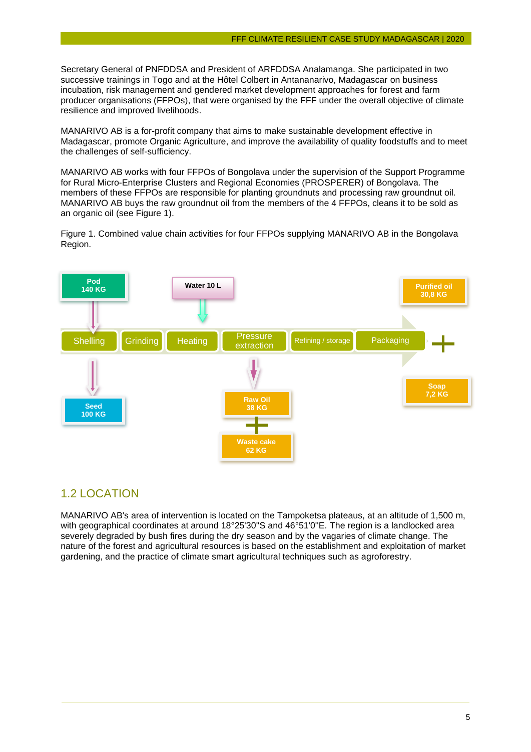Secretary General of PNFDDSA and President of ARFDDSA Analamanga. She participated in two successive trainings in Togo and at the Hôtel Colbert in Antananarivo, Madagascar on business incubation, risk management and gendered market development approaches for forest and farm producer organisations (FFPOs), that were organised by the FFF under the overall objective of climate resilience and improved livelihoods.

MANARIVO AB is a for-profit company that aims to make sustainable development effective in Madagascar, promote Organic Agriculture, and improve the availability of quality foodstuffs and to meet the challenges of self-sufficiency.

MANARIVO AB works with four FFPOs of Bongolava under the supervision of the Support Programme for Rural Micro-Enterprise Clusters and Regional Economies (PROSPERER) of Bongolava. The members of these FFPOs are responsible for planting groundnuts and processing raw groundnut oil. MANARIVO AB buys the raw groundnut oil from the members of the 4 FFPOs, cleans it to be sold as an organic oil (see Figure 1).

Figure 1. Combined value chain activities for four FFPOs supplying MANARIVO AB in the Bongolava Region.

Pod 140 KG → Shelling → Seed 100 KG

Water 10 L → Heating

Shelling → Grinding → Heating → Pressure extraction → Refining / storage → Packaging

Pressure extraction → Raw Oil 38 KG + Waste cake 62 KG

Packaging → Purified oil 30,8 KG + Soap 7,2 KG

## 1.2 LOCATION

MANARIVO AB's area of intervention is located on the Tampoketsa plateaus, at an altitude of 1,500 m, with geographical coordinates at around 18°25'30"S and 46°51'0"E. The region is a landlocked area severely degraded by bush fires during the dry season and by the vagaries of climate change. The nature of the forest and agricultural resources is based on the establishment and exploitation of market gardening, and the practice of climate smart agricultural techniques such as agroforestry.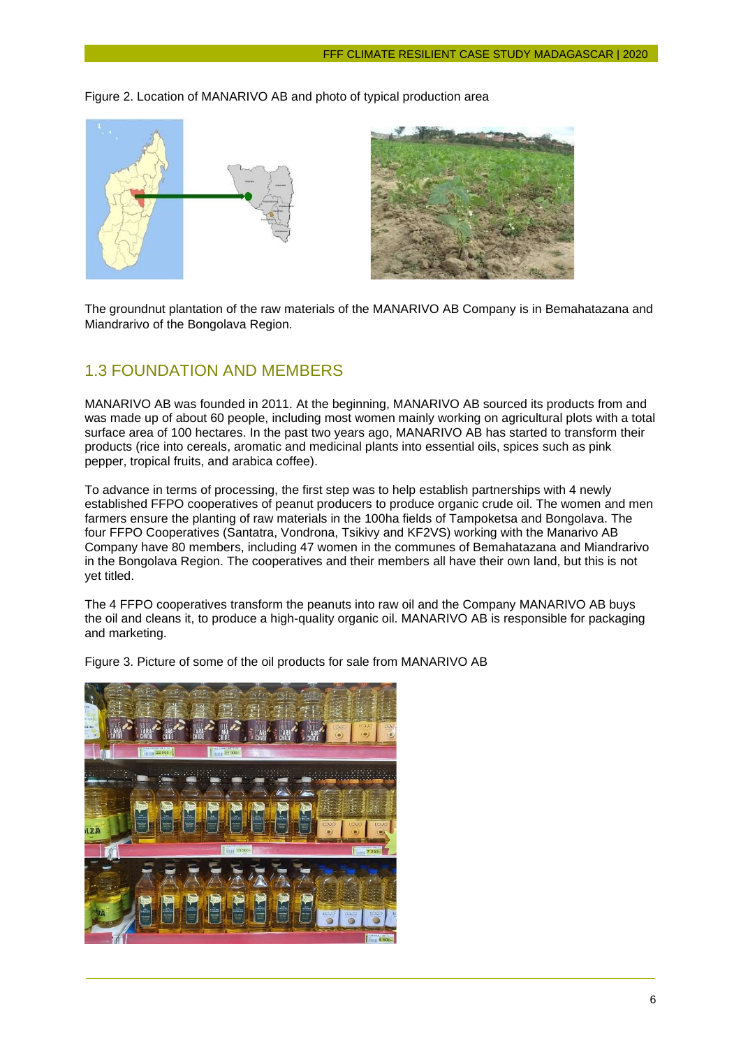Figure 2. Location of MANARIVO AB and photo of typical production area

The groundnut plantation of the raw materials of the MANARIVO AB Company is in Bemahatazana and Miandrarivo of the Bongolava Region.

## 1.3 FOUNDATION AND MEMBERS

MANARIVO AB was founded in 2011. At the beginning, MANARIVO AB sourced its products from and was made up of about 60 people, including most women mainly working on agricultural plots with a total surface area of 100 hectares. In the past two years ago, MANARIVO AB has started to transform their products (rice into cereals, aromatic and medicinal plants into essential oils, spices such as pink pepper, tropical fruits, and arabica coffee).

To advance in terms of processing, the first step was to help establish partnerships with 4 newly established FFPO cooperatives of peanut producers to produce organic crude oil. The women and men farmers ensure the planting of raw materials in the 100ha fields of Tampoketsa and Bongolava. The four FFPO Cooperatives (Santatra, Vondrona, Tsikivy and KF2VS) working with the Manarivo AB Company have 80 members, including 47 women in the communes of Bemahatazana and Miandrarivo in the Bongolava Region. The cooperatives and their members all have their own land, but this is not yet titled.

The 4 FFPO cooperatives transform the peanuts into raw oil and the Company MANARIVO AB buys the oil and cleans it, to produce a high-quality organic oil. MANARIVO AB is responsible for packaging and marketing.

Figure 3. Picture of some of the oil products for sale from MANARIVO AB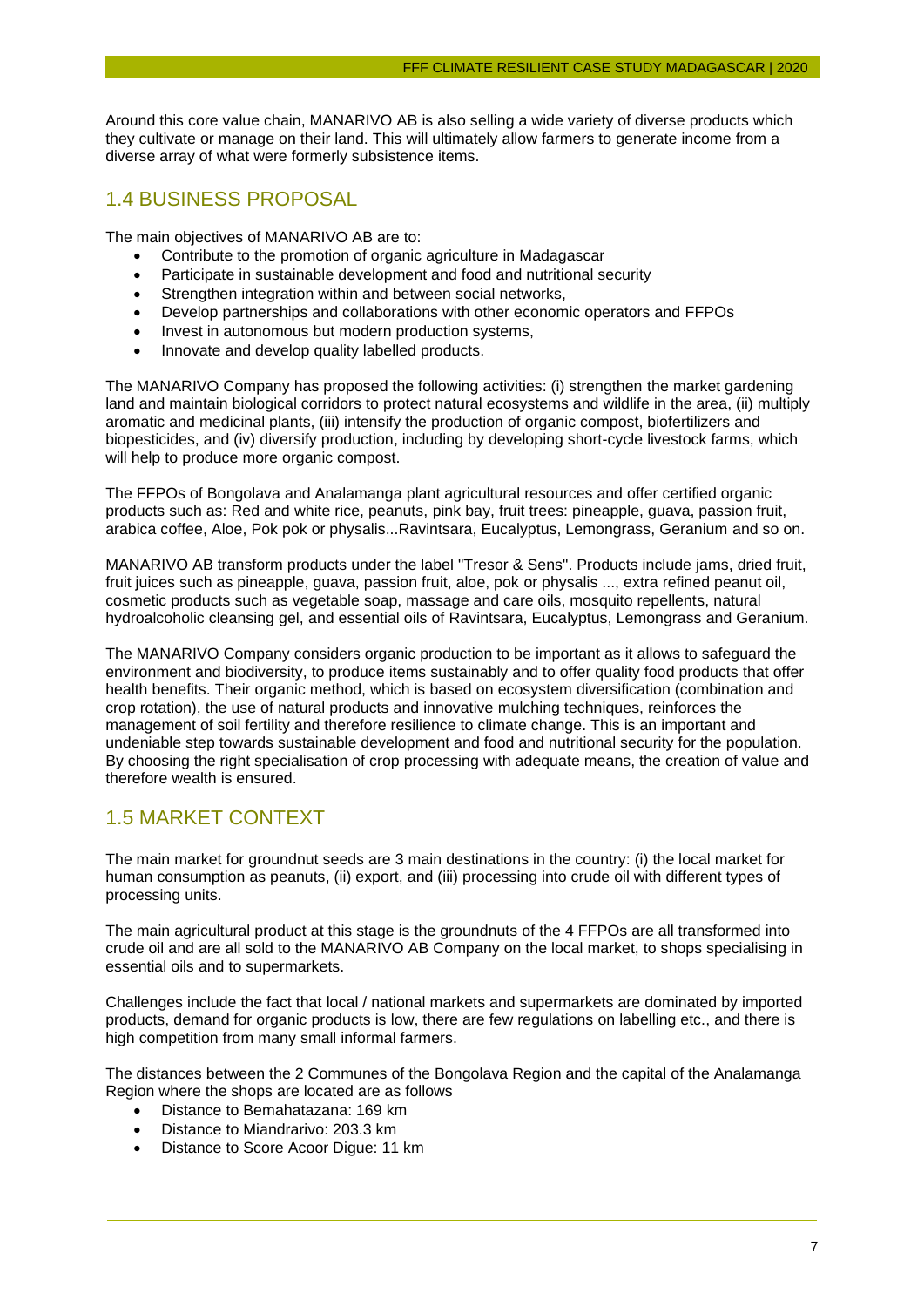Around this core value chain, MANARIVO AB is also selling a wide variety of diverse products which they cultivate or manage on their land. This will ultimately allow farmers to generate income from a diverse array of what were formerly subsistence items.

## 1.4 BUSINESS PROPOSAL

The main objectives of MANARIVO AB are to:

- Contribute to the promotion of organic agriculture in Madagascar
- Participate in sustainable development and food and nutritional security
- Strengthen integration within and between social networks,
- Develop partnerships and collaborations with other economic operators and FFPOs
- Invest in autonomous but modern production systems,
- Innovate and develop quality labelled products.

The MANARIVO Company has proposed the following activities: (i) strengthen the market gardening land and maintain biological corridors to protect natural ecosystems and wildlife in the area, (ii) multiply aromatic and medicinal plants, (iii) intensify the production of organic compost, biofertilizers and biopesticides, and (iv) diversify production, including by developing short-cycle livestock farms, which will help to produce more organic compost.

The FFPOs of Bongolava and Analamanga plant agricultural resources and offer certified organic products such as: Red and white rice, peanuts, pink bay, fruit trees: pineapple, guava, passion fruit, arabica coffee, Aloe, Pok pok or physalis...Ravintsara, Eucalyptus, Lemongrass, Geranium and so on.

MANARIVO AB transform products under the label "Tresor & Sens". Products include jams, dried fruit, fruit juices such as pineapple, guava, passion fruit, aloe, pok or physalis ..., extra refined peanut oil, cosmetic products such as vegetable soap, massage and care oils, mosquito repellents, natural hydroalcoholic cleansing gel, and essential oils of Ravintsara, Eucalyptus, Lemongrass and Geranium.

The MANARIVO Company considers organic production to be important as it allows to safeguard the environment and biodiversity, to produce items sustainably and to offer quality food products that offer health benefits. Their organic method, which is based on ecosystem diversification (combination and crop rotation), the use of natural products and innovative mulching techniques, reinforces the management of soil fertility and therefore resilience to climate change. This is an important and undeniable step towards sustainable development and food and nutritional security for the population. By choosing the right specialisation of crop processing with adequate means, the creation of value and therefore wealth is ensured.

## 1.5 MARKET CONTEXT

The main market for groundnut seeds are 3 main destinations in the country: (i) the local market for human consumption as peanuts, (ii) export, and (iii) processing into crude oil with different types of processing units.

The main agricultural product at this stage is the groundnuts of the 4 FFPOs are all transformed into crude oil and are all sold to the MANARIVO AB Company on the local market, to shops specialising in essential oils and to supermarkets.

Challenges include the fact that local / national markets and supermarkets are dominated by imported products, demand for organic products is low, there are few regulations on labelling etc., and there is high competition from many small informal farmers.

The distances between the 2 Communes of the Bongolava Region and the capital of the Analamanga Region where the shops are located are as follows

- Distance to Bemahatazana: 169 km
- Distance to Miandrarivo: 203.3 km
- Distance to Score Acoor Digue: 11 km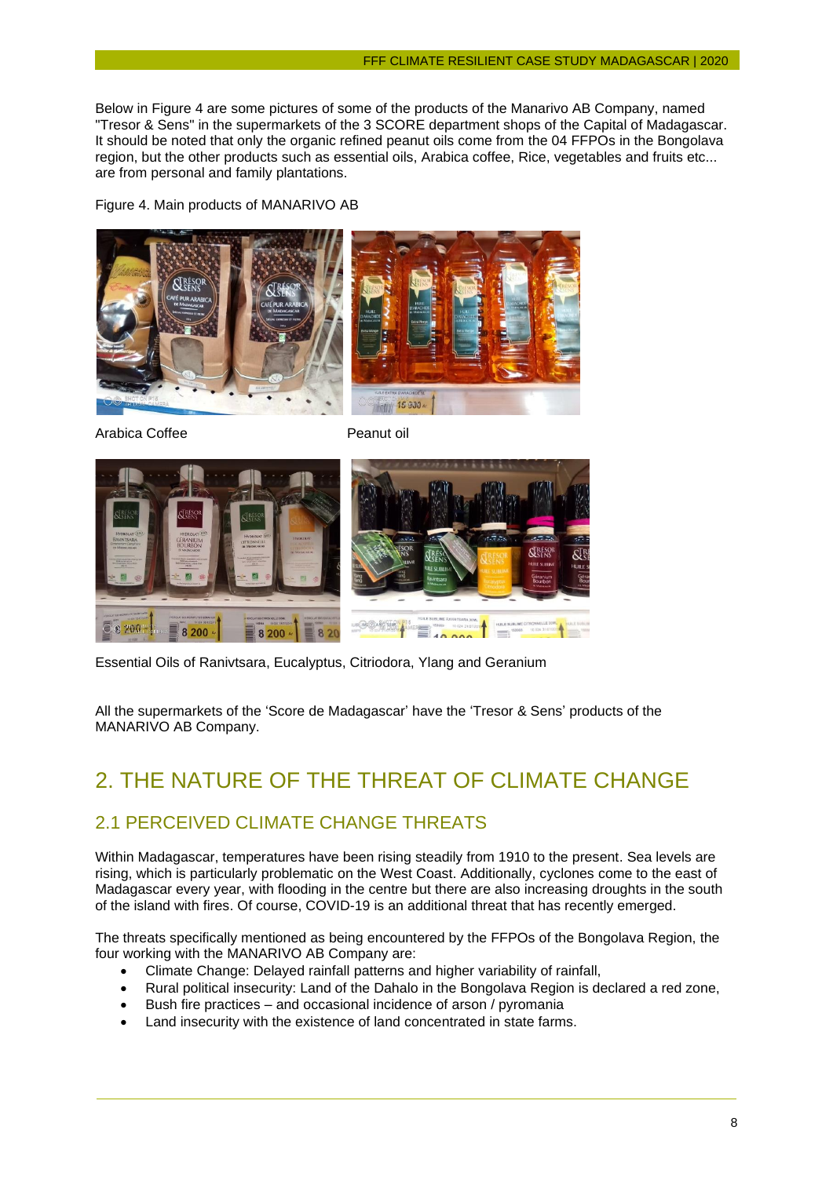Below in Figure 4 are some pictures of some of the products of the Manarivo AB Company, named "Tresor & Sens" in the supermarkets of the 3 SCORE department shops of the Capital of Madagascar. It should be noted that only the organic refined peanut oils come from the 04 FFPOs in the Bongolava region, but the other products such as essential oils, Arabica coffee, Rice, vegetables and fruits etc... are from personal and family plantations.

Figure 4. Main products of MANARIVO AB

Arabica Coffee

Peanut oil

Essential Oils of Ranivtsara, Eucalyptus, Citriodora, Ylang and Geranium

All the supermarkets of the 'Score de Madagascar' have the 'Tresor & Sens' products of the MANARIVO AB Company.

# 2. THE NATURE OF THE THREAT OF CLIMATE CHANGE

## 2.1 PERCEIVED CLIMATE CHANGE THREATS

Within Madagascar, temperatures have been rising steadily from 1910 to the present. Sea levels are rising, which is particularly problematic on the West Coast. Additionally, cyclones come to the east of Madagascar every year, with flooding in the centre but there are also increasing droughts in the south of the island with fires. Of course, COVID-19 is an additional threat that has recently emerged.

The threats specifically mentioned as being encountered by the FFPOs of the Bongolava Region, the four working with the MANARIVO AB Company are:

- Climate Change: Delayed rainfall patterns and higher variability of rainfall,
- Rural political insecurity: Land of the Dahalo in the Bongolava Region is declared a red zone,
- Bush fire practices – and occasional incidence of arson / pyromania
- Land insecurity with the existence of land concentrated in state farms.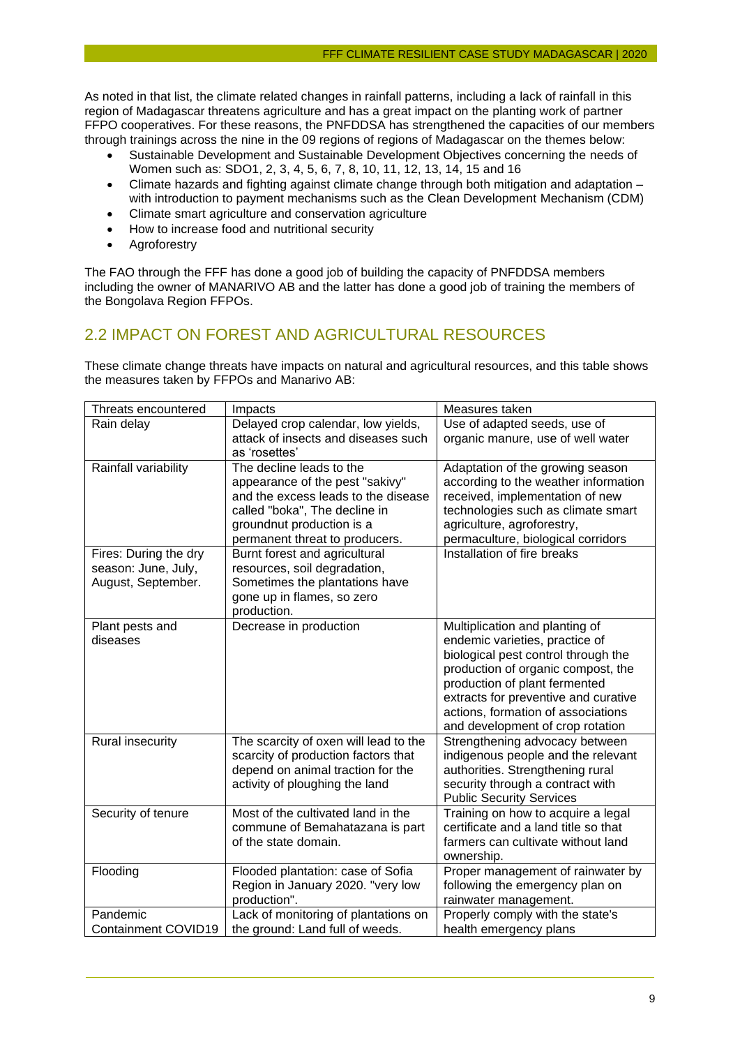As noted in that list, the climate related changes in rainfall patterns, including a lack of rainfall in this region of Madagascar threatens agriculture and has a great impact on the planting work of partner FFPO cooperatives. For these reasons, the PNFDDSA has strengthened the capacities of our members through trainings across the nine in the 09 regions of regions of Madagascar on the themes below:

- Sustainable Development and Sustainable Development Objectives concerning the needs of Women such as: SDO1, 2, 3, 4, 5, 6, 7, 8, 10, 11, 12, 13, 14, 15 and 16
- Climate hazards and fighting against climate change through both mitigation and adaptation – with introduction to payment mechanisms such as the Clean Development Mechanism (CDM)
- Climate smart agriculture and conservation agriculture
- How to increase food and nutritional security
- Agroforestry

The FAO through the FFF has done a good job of building the capacity of PNFDDSA members including the owner of MANARIVO AB and the latter has done a good job of training the members of the Bongolava Region FFPOs.

## 2.2 IMPACT ON FOREST AND AGRICULTURAL RESOURCES

These climate change threats have impacts on natural and agricultural resources, and this table shows the measures taken by FFPOs and Manarivo AB:

| Threats encountered | Impacts | Measures taken |
|---|---|---|
| Rain delay | Delayed crop calendar, low yields, attack of insects and diseases such as 'rosettes' | Use of adapted seeds, use of organic manure, use of well water |
| Rainfall variability | The decline leads to the appearance of the pest "sakivy" and the excess leads to the disease called "boka", The decline in groundnut production is a permanent threat to producers. | Adaptation of the growing season according to the weather information received, implementation of new technologies such as climate smart agriculture, agroforestry, permaculture, biological corridors |
| Fires: During the dry season: June, July, August, September. | Burnt forest and agricultural resources, soil degradation, Sometimes the plantations have gone up in flames, so zero production. | Installation of fire breaks |
| Plant pests and diseases | Decrease in production | Multiplication and planting of endemic varieties, practice of biological pest control through the production of organic compost, the production of plant fermented extracts for preventive and curative actions, formation of associations and development of crop rotation |
| Rural insecurity | The scarcity of oxen will lead to the scarcity of production factors that depend on animal traction for the activity of ploughing the land | Strengthening advocacy between indigenous people and the relevant authorities. Strengthening rural security through a contract with Public Security Services |
| Security of tenure | Most of the cultivated land in the commune of Bemahatazana is part of the state domain. | Training on how to acquire a legal certificate and a land title so that farmers can cultivate without land ownership. |
| Flooding | Flooded plantation: case of Sofia Region in January 2020. "very low production". | Proper management of rainwater by following the emergency plan on rainwater management. |
| Pandemic Containment COVID19 | Lack of monitoring of plantations on the ground: Land full of weeds. | Properly comply with the state's health emergency plans |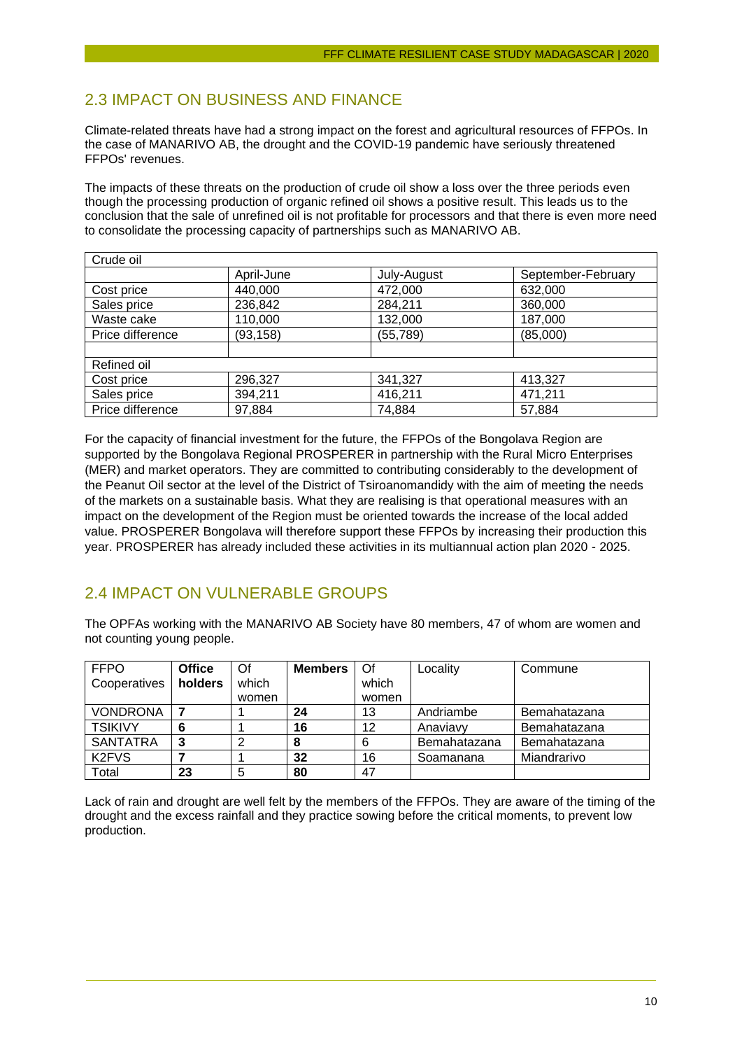## 2.3 IMPACT ON BUSINESS AND FINANCE

Climate-related threats have had a strong impact on the forest and agricultural resources of FFPOs. In the case of MANARIVO AB, the drought and the COVID-19 pandemic have seriously threatened FFPOs' revenues.

The impacts of these threats on the production of crude oil show a loss over the three periods even though the processing production of organic refined oil shows a positive result. This leads us to the conclusion that the sale of unrefined oil is not profitable for processors and that there is even more need to consolidate the processing capacity of partnerships such as MANARIVO AB.

| Crude oil | | | |
|---|---|---|---|
| | April-June | July-August | September-February |
| Cost price | 440,000 | 472,000 | 632,000 |
| Sales price | 236,842 | 284,211 | 360,000 |
| Waste cake | 110,000 | 132,000 | 187,000 |
| Price difference | (93,158) | (55,789) | (85,000) |
| | | | |
| Refined oil | | | |
| Cost price | 296,327 | 341,327 | 413,327 |
| Sales price | 394,211 | 416,211 | 471,211 |
| Price difference | 97,884 | 74,884 | 57,884 |

For the capacity of financial investment for the future, the FFPOs of the Bongolava Region are supported by the Bongolava Regional PROSPERER in partnership with the Rural Micro Enterprises (MER) and market operators. They are committed to contributing considerably to the development of the Peanut Oil sector at the level of the District of Tsiroanomandidy with the aim of meeting the needs of the markets on a sustainable basis. What they are realising is that operational measures with an impact on the development of the Region must be oriented towards the increase of the local added value. PROSPERER Bongolava will therefore support these FFPOs by increasing their production this year. PROSPERER has already included these activities in its multiannual action plan 2020 - 2025.

## 2.4 IMPACT ON VULNERABLE GROUPS

The OPFAs working with the MANARIVO AB Society have 80 members, 47 of whom are women and not counting young people.

| FFPO Cooperatives | **Office holders** | Of which women | **Members** | Of which women | Locality | Commune |
|---|---|---|---|---|---|---|
| VONDRONA | **7** | 1 | **24** | 13 | Andriambe | Bemahatazana |
| TSIKIVY | **6** | 1 | **16** | 12 | Anaviavy | Bemahatazana |
| SANTATRA | **3** | 2 | **8** | 6 | Bemahatazana | Bemahatazana |
| K2FVS | **7** | 1 | **32** | 16 | Soamanana | Miandrarivo |
| Total | **23** | 5 | **80** | 47 | | |

Lack of rain and drought are well felt by the members of the FFPOs. They are aware of the timing of the drought and the excess rainfall and they practice sowing before the critical moments, to prevent low production.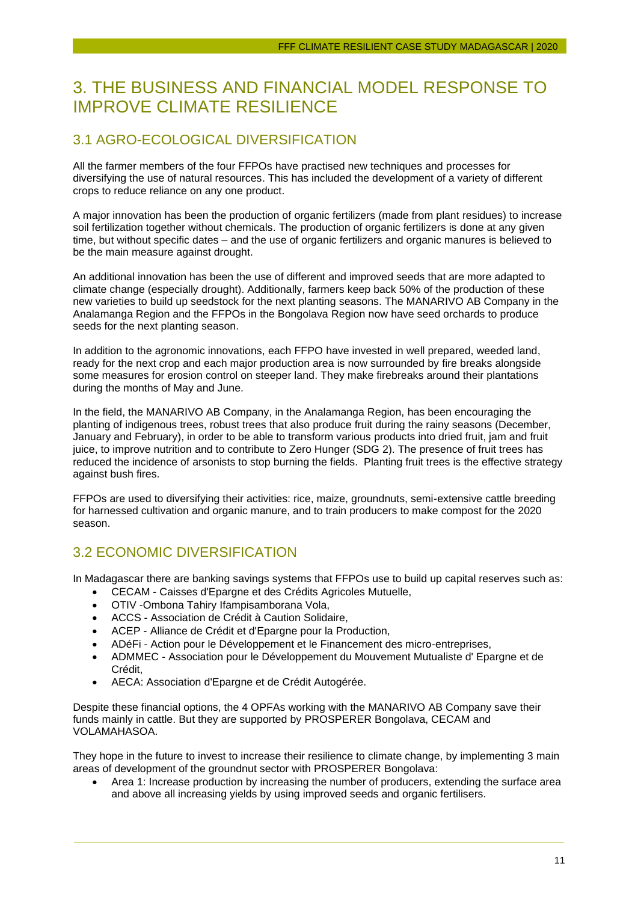# 3. THE BUSINESS AND FINANCIAL MODEL RESPONSE TO IMPROVE CLIMATE RESILIENCE

## 3.1 AGRO-ECOLOGICAL DIVERSIFICATION

All the farmer members of the four FFPOs have practised new techniques and processes for diversifying the use of natural resources. This has included the development of a variety of different crops to reduce reliance on any one product.

A major innovation has been the production of organic fertilizers (made from plant residues) to increase soil fertilization together without chemicals. The production of organic fertilizers is done at any given time, but without specific dates – and the use of organic fertilizers and organic manures is believed to be the main measure against drought.

An additional innovation has been the use of different and improved seeds that are more adapted to climate change (especially drought). Additionally, farmers keep back 50% of the production of these new varieties to build up seedstock for the next planting seasons. The MANARIVO AB Company in the Analamanga Region and the FFPOs in the Bongolava Region now have seed orchards to produce seeds for the next planting season.

In addition to the agronomic innovations, each FFPO have invested in well prepared, weeded land, ready for the next crop and each major production area is now surrounded by fire breaks alongside some measures for erosion control on steeper land. They make firebreaks around their plantations during the months of May and June.

In the field, the MANARIVO AB Company, in the Analamanga Region, has been encouraging the planting of indigenous trees, robust trees that also produce fruit during the rainy seasons (December, January and February), in order to be able to transform various products into dried fruit, jam and fruit juice, to improve nutrition and to contribute to Zero Hunger (SDG 2). The presence of fruit trees has reduced the incidence of arsonists to stop burning the fields. Planting fruit trees is the effective strategy against bush fires.

FFPOs are used to diversifying their activities: rice, maize, groundnuts, semi-extensive cattle breeding for harnessed cultivation and organic manure, and to train producers to make compost for the 2020 season.

## 3.2 ECONOMIC DIVERSIFICATION

In Madagascar there are banking savings systems that FFPOs use to build up capital reserves such as:

- CECAM - Caisses d'Epargne et des Crédits Agricoles Mutuelle,
- OTIV -Ombona Tahiry Ifampisamborana Vola,
- ACCS - Association de Crédit à Caution Solidaire,
- ACEP - Alliance de Crédit et d'Epargne pour la Production,
- ADéFi - Action pour le Développement et le Financement des micro-entreprises,
- ADMMEC - Association pour le Développement du Mouvement Mutualiste d' Epargne et de Crédit,
- AECA: Association d'Epargne et de Crédit Autogérée.

Despite these financial options, the 4 OPFAs working with the MANARIVO AB Company save their funds mainly in cattle. But they are supported by PROSPERER Bongolava, CECAM and VOLAMAHASOA.

They hope in the future to invest to increase their resilience to climate change, by implementing 3 main areas of development of the groundnut sector with PROSPERER Bongolava:

- Area 1: Increase production by increasing the number of producers, extending the surface area and above all increasing yields by using improved seeds and organic fertilisers.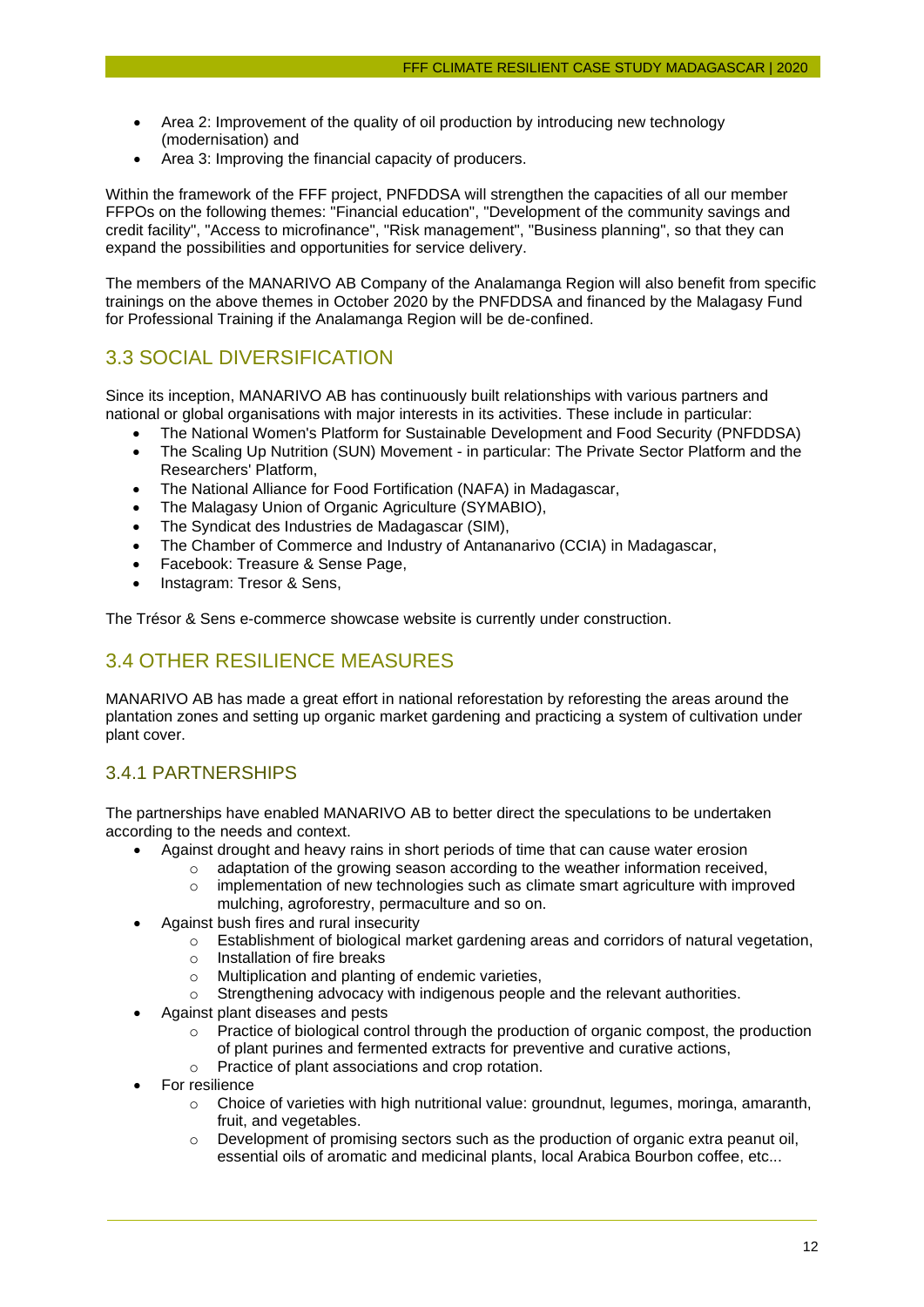- Area 2: Improvement of the quality of oil production by introducing new technology (modernisation) and
- Area 3: Improving the financial capacity of producers.

Within the framework of the FFF project, PNFDDSA will strengthen the capacities of all our member FFPOs on the following themes: "Financial education", "Development of the community savings and credit facility", "Access to microfinance", "Risk management", "Business planning", so that they can expand the possibilities and opportunities for service delivery.

The members of the MANARIVO AB Company of the Analamanga Region will also benefit from specific trainings on the above themes in October 2020 by the PNFDDSA and financed by the Malagasy Fund for Professional Training if the Analamanga Region will be de-confined.

## 3.3 SOCIAL DIVERSIFICATION

Since its inception, MANARIVO AB has continuously built relationships with various partners and national or global organisations with major interests in its activities. These include in particular:

- The National Women's Platform for Sustainable Development and Food Security (PNFDDSA)
- The Scaling Up Nutrition (SUN) Movement - in particular: The Private Sector Platform and the Researchers' Platform,
- The National Alliance for Food Fortification (NAFA) in Madagascar,
- The Malagasy Union of Organic Agriculture (SYMABIO),
- The Syndicat des Industries de Madagascar (SIM),
- The Chamber of Commerce and Industry of Antananarivo (CCIA) in Madagascar,
- Facebook: Treasure & Sense Page,
- Instagram: Tresor & Sens,

The Trésor & Sens e-commerce showcase website is currently under construction.

## 3.4 OTHER RESILIENCE MEASURES

MANARIVO AB has made a great effort in national reforestation by reforesting the areas around the plantation zones and setting up organic market gardening and practicing a system of cultivation under plant cover.

### 3.4.1 PARTNERSHIPS

The partnerships have enabled MANARIVO AB to better direct the speculations to be undertaken according to the needs and context.

- Against drought and heavy rains in short periods of time that can cause water erosion
  - adaptation of the growing season according to the weather information received,
  - implementation of new technologies such as climate smart agriculture with improved mulching, agroforestry, permaculture and so on.
- Against bush fires and rural insecurity
  - Establishment of biological market gardening areas and corridors of natural vegetation,
  - Installation of fire breaks
  - Multiplication and planting of endemic varieties,
  - Strengthening advocacy with indigenous people and the relevant authorities.
- Against plant diseases and pests
  - Practice of biological control through the production of organic compost, the production of plant purines and fermented extracts for preventive and curative actions,
  - Practice of plant associations and crop rotation.
- For resilience
  - Choice of varieties with high nutritional value: groundnut, legumes, moringa, amaranth, fruit, and vegetables.
  - Development of promising sectors such as the production of organic extra peanut oil, essential oils of aromatic and medicinal plants, local Arabica Bourbon coffee, etc...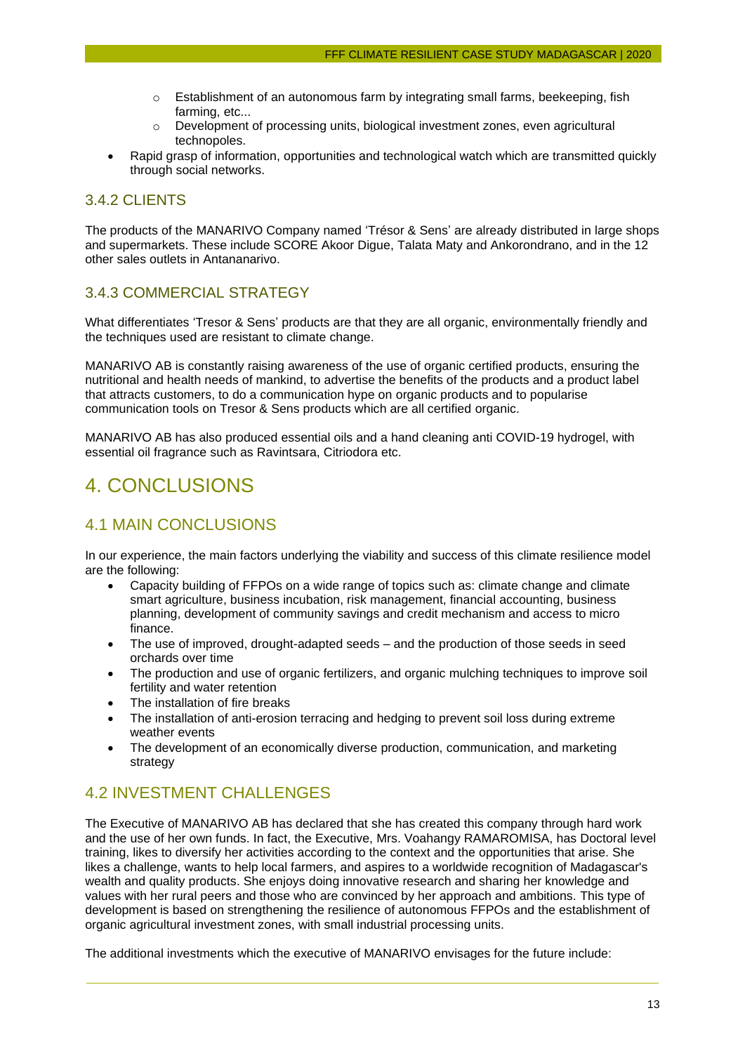- Establishment of an autonomous farm by integrating small farms, beekeeping, fish farming, etc...
  - Development of processing units, biological investment zones, even agricultural technopoles.
- Rapid grasp of information, opportunities and technological watch which are transmitted quickly through social networks.

### 3.4.2 CLIENTS

The products of the MANARIVO Company named 'Trésor & Sens' are already distributed in large shops and supermarkets. These include SCORE Akoor Digue, Talata Maty and Ankorondrano, and in the 12 other sales outlets in Antananarivo.

### 3.4.3 COMMERCIAL STRATEGY

What differentiates 'Tresor & Sens' products are that they are all organic, environmentally friendly and the techniques used are resistant to climate change.

MANARIVO AB is constantly raising awareness of the use of organic certified products, ensuring the nutritional and health needs of mankind, to advertise the benefits of the products and a product label that attracts customers, to do a communication hype on organic products and to popularise communication tools on Tresor & Sens products which are all certified organic.

MANARIVO AB has also produced essential oils and a hand cleaning anti COVID-19 hydrogel, with essential oil fragrance such as Ravintsara, Citriodora etc.

# 4. CONCLUSIONS

## 4.1 MAIN CONCLUSIONS

In our experience, the main factors underlying the viability and success of this climate resilience model are the following:

- Capacity building of FFPOs on a wide range of topics such as: climate change and climate smart agriculture, business incubation, risk management, financial accounting, business planning, development of community savings and credit mechanism and access to micro finance.
- The use of improved, drought-adapted seeds – and the production of those seeds in seed orchards over time
- The production and use of organic fertilizers, and organic mulching techniques to improve soil fertility and water retention
- The installation of fire breaks
- The installation of anti-erosion terracing and hedging to prevent soil loss during extreme weather events
- The development of an economically diverse production, communication, and marketing strategy

## 4.2 INVESTMENT CHALLENGES

The Executive of MANARIVO AB has declared that she has created this company through hard work and the use of her own funds. In fact, the Executive, Mrs. Voahangy RAMAROMISA, has Doctoral level training, likes to diversify her activities according to the context and the opportunities that arise. She likes a challenge, wants to help local farmers, and aspires to a worldwide recognition of Madagascar's wealth and quality products. She enjoys doing innovative research and sharing her knowledge and values with her rural peers and those who are convinced by her approach and ambitions. This type of development is based on strengthening the resilience of autonomous FFPOs and the establishment of organic agricultural investment zones, with small industrial processing units.

The additional investments which the executive of MANARIVO envisages for the future include: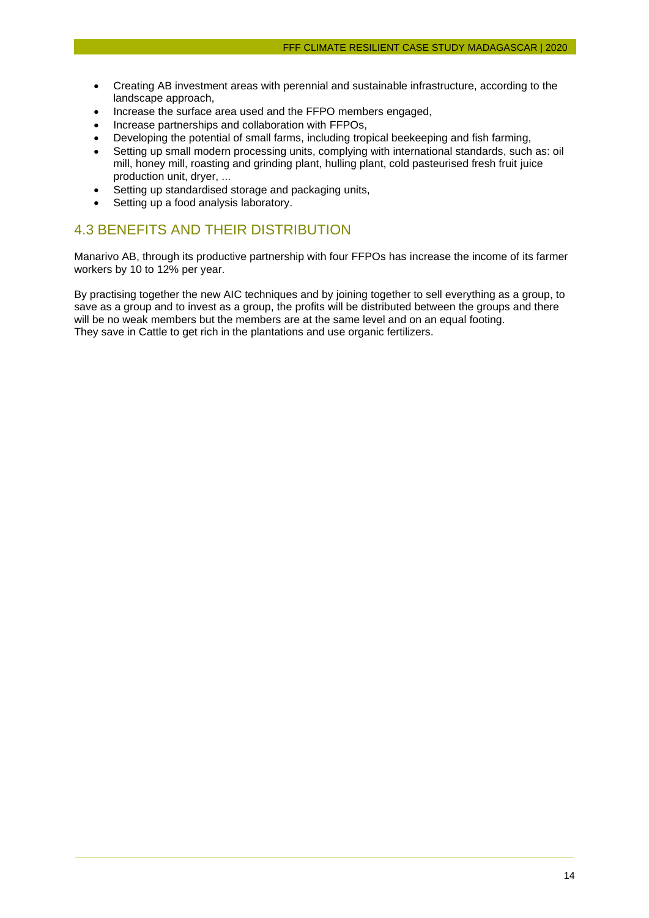- Creating AB investment areas with perennial and sustainable infrastructure, according to the landscape approach,
- Increase the surface area used and the FFPO members engaged,
- Increase partnerships and collaboration with FFPOs,
- Developing the potential of small farms, including tropical beekeeping and fish farming,
- Setting up small modern processing units, complying with international standards, such as: oil mill, honey mill, roasting and grinding plant, hulling plant, cold pasteurised fresh fruit juice production unit, dryer, ...
- Setting up standardised storage and packaging units,
- Setting up a food analysis laboratory.

## 4.3 BENEFITS AND THEIR DISTRIBUTION

Manarivo AB, through its productive partnership with four FFPOs has increase the income of its farmer workers by 10 to 12% per year.

By practising together the new AIC techniques and by joining together to sell everything as a group, to save as a group and to invest as a group, the profits will be distributed between the groups and there will be no weak members but the members are at the same level and on an equal footing.
They save in Cattle to get rich in the plantations and use organic fertilizers.